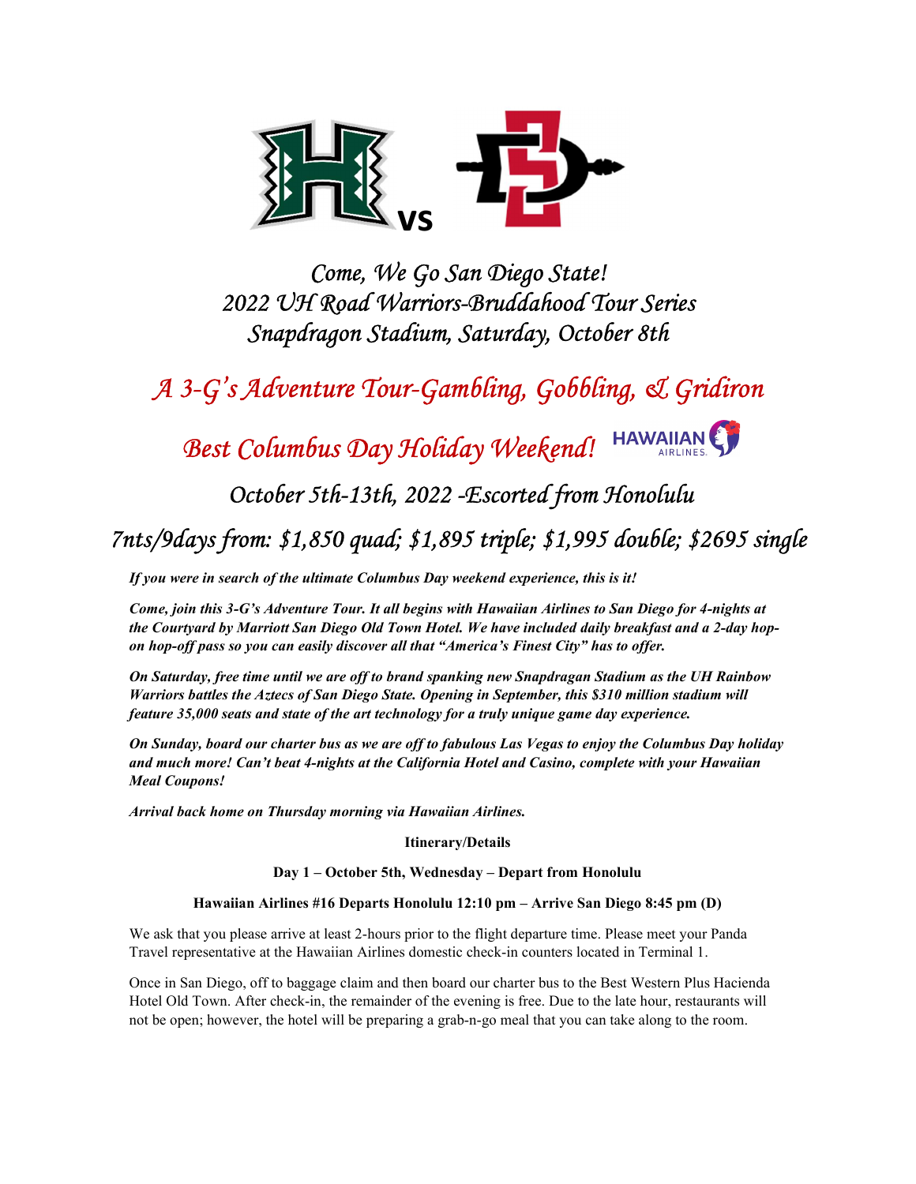VS

# Come, We Go San Diego State!
# 2022 UH Road Warriors-Bruddahood Tour Series
# Snapdragon Stadium, Saturday, October 8th

## A 3-G's Adventure Tour-Gambling, Gobbling, & Gridiron

## Best Columbus Day Holiday Weekend!

HAWAIIAN AIRLINES

## October 5th-13th, 2022 -Escorted from Honolulu

## 7nts/9days from: $1,850 quad; $1,895 triple; $1,995 double; $2695 single

***If you were in search of the ultimate Columbus Day weekend experience, this is it!***

***Come, join this 3-G's Adventure Tour. It all begins with Hawaiian Airlines to San Diego for 4-nights at the Courtyard by Marriott San Diego Old Town Hotel. We have included daily breakfast and a 2-day hop-on hop-off pass so you can easily discover all that "America's Finest City" has to offer.***

***On Saturday, free time until we are off to brand spanking new Snapdragan Stadium as the UH Rainbow Warriors battles the Aztecs of San Diego State. Opening in September, this $310 million stadium will feature 35,000 seats and state of the art technology for a truly unique game day experience.***

***On Sunday, board our charter bus as we are off to fabulous Las Vegas to enjoy the Columbus Day holiday and much more! Can't beat 4-nights at the California Hotel and Casino, complete with your Hawaiian Meal Coupons!***

***Arrival back home on Thursday morning via Hawaiian Airlines.***

**Itinerary/Details**

**Day 1 – October 5th, Wednesday – Depart from Honolulu**

**Hawaiian Airlines #16 Departs Honolulu 12:10 pm – Arrive San Diego 8:45 pm (D)**

We ask that you please arrive at least 2-hours prior to the flight departure time. Please meet your Panda Travel representative at the Hawaiian Airlines domestic check-in counters located in Terminal 1.

Once in San Diego, off to baggage claim and then board our charter bus to the Best Western Plus Hacienda Hotel Old Town. After check-in, the remainder of the evening is free. Due to the late hour, restaurants will not be open; however, the hotel will be preparing a grab-n-go meal that you can take along to the room.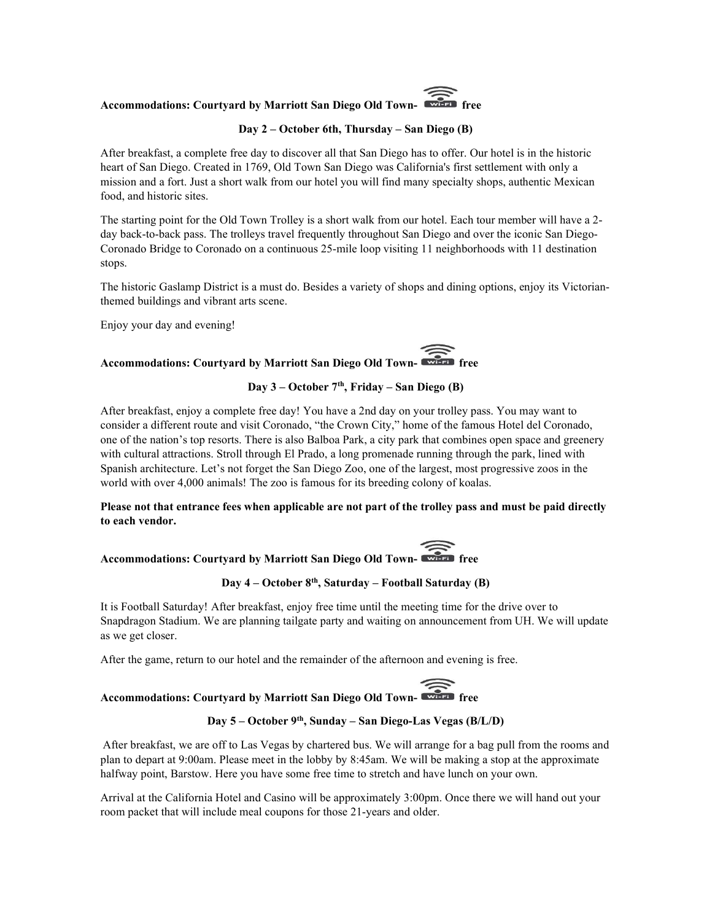**Accommodations: Courtyard by Marriott San Diego Old Town- Wi-Fi free**

**Day 2 – October 6th, Thursday – San Diego (B)**

After breakfast, a complete free day to discover all that San Diego has to offer. Our hotel is in the historic heart of San Diego. Created in 1769, Old Town San Diego was California's first settlement with only a mission and a fort. Just a short walk from our hotel you will find many specialty shops, authentic Mexican food, and historic sites.

The starting point for the Old Town Trolley is a short walk from our hotel. Each tour member will have a 2-day back-to-back pass. The trolleys travel frequently throughout San Diego and over the iconic San Diego-Coronado Bridge to Coronado on a continuous 25-mile loop visiting 11 neighborhoods with 11 destination stops.

The historic Gaslamp District is a must do. Besides a variety of shops and dining options, enjoy its Victorian-themed buildings and vibrant arts scene.

Enjoy your day and evening!

**Accommodations: Courtyard by Marriott San Diego Old Town- Wi-Fi free**

**Day 3 – October 7th, Friday – San Diego (B)**

After breakfast, enjoy a complete free day! You have a 2nd day on your trolley pass. You may want to consider a different route and visit Coronado, "the Crown City," home of the famous Hotel del Coronado, one of the nation's top resorts. There is also Balboa Park, a city park that combines open space and greenery with cultural attractions. Stroll through El Prado, a long promenade running through the park, lined with Spanish architecture. Let's not forget the San Diego Zoo, one of the largest, most progressive zoos in the world with over 4,000 animals! The zoo is famous for its breeding colony of koalas.

**Please not that entrance fees when applicable are not part of the trolley pass and must be paid directly to each vendor.**

**Accommodations: Courtyard by Marriott San Diego Old Town- Wi-Fi free**

**Day 4 – October 8th, Saturday – Football Saturday (B)**

It is Football Saturday! After breakfast, enjoy free time until the meeting time for the drive over to Snapdragon Stadium. We are planning tailgate party and waiting on announcement from UH. We will update as we get closer.

After the game, return to our hotel and the remainder of the afternoon and evening is free.

**Accommodations: Courtyard by Marriott San Diego Old Town- Wi-Fi free**

**Day 5 – October 9th, Sunday – San Diego-Las Vegas (B/L/D)**

After breakfast, we are off to Las Vegas by chartered bus. We will arrange for a bag pull from the rooms and plan to depart at 9:00am. Please meet in the lobby by 8:45am. We will be making a stop at the approximate halfway point, Barstow. Here you have some free time to stretch and have lunch on your own.

Arrival at the California Hotel and Casino will be approximately 3:00pm. Once there we will hand out your room packet that will include meal coupons for those 21-years and older.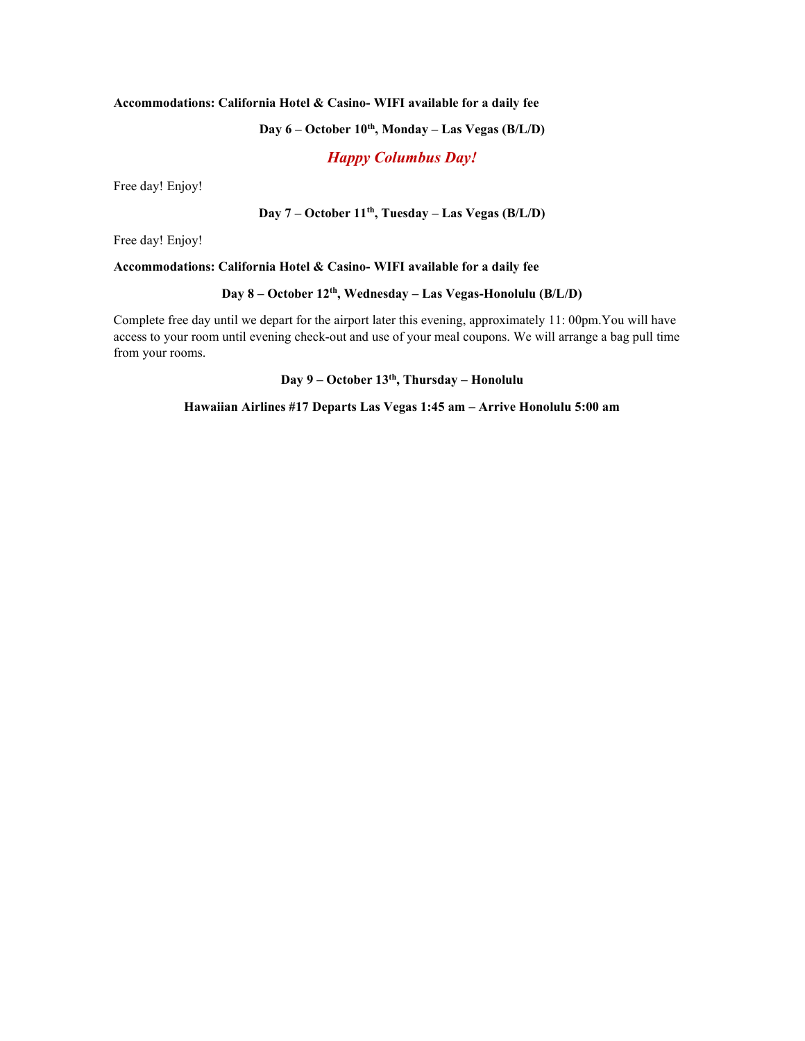**Accommodations: California Hotel & Casino- WIFI available for a daily fee**

**Day 6 – October 10th, Monday – Las Vegas (B/L/D)**

***Happy Columbus Day!***

Free day! Enjoy!

**Day 7 – October 11th, Tuesday – Las Vegas (B/L/D)**

Free day! Enjoy!

**Accommodations: California Hotel & Casino- WIFI available for a daily fee**

**Day 8 – October 12th, Wednesday – Las Vegas-Honolulu (B/L/D)**

Complete free day until we depart for the airport later this evening, approximately 11: 00pm.You will have access to your room until evening check-out and use of your meal coupons. We will arrange a bag pull time from your rooms.

**Day 9 – October 13th, Thursday – Honolulu**

**Hawaiian Airlines #17 Departs Las Vegas 1:45 am – Arrive Honolulu 5:00 am**